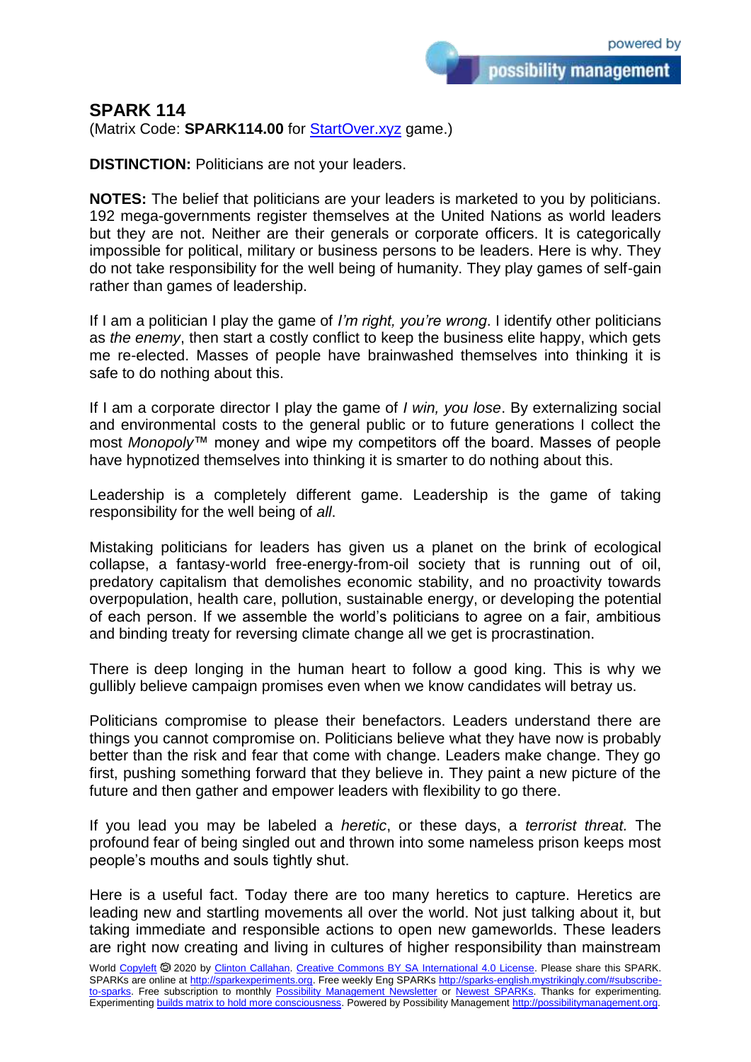## SPARK 114

(Matrix Code: **SPARK114.00** for [StartOver.xyz](StartOver.xyz) game.)

**DISTINCTION:** Politicians are not your leaders.

**NOTES:** The belief that politicians are your leaders is marketed to you by politicians. 192 mega-governments register themselves at the United Nations as world leaders but they are not. Neither are their generals or corporate officers. It is categorically impossible for political, military or business persons to be leaders. Here is why. They do not take responsibility for the well being of humanity. They play games of self-gain rather than games of leadership.

If I am a politician I play the game of *I'm right, you're wrong*. I identify other politicians as *the enemy*, then start a costly conflict to keep the business elite happy, which gets me re-elected. Masses of people have brainwashed themselves into thinking it is safe to do nothing about this.

If I am a corporate director I play the game of *I win, you lose*. By externalizing social and environmental costs to the general public or to future generations I collect the most *Monopoly*™ money and wipe my competitors off the board. Masses of people have hypnotized themselves into thinking it is smarter to do nothing about this.

Leadership is a completely different game. Leadership is the game of taking responsibility for the well being of *all*.

Mistaking politicians for leaders has given us a planet on the brink of ecological collapse, a fantasy-world free-energy-from-oil society that is running out of oil, predatory capitalism that demolishes economic stability, and no proactivity towards overpopulation, health care, pollution, sustainable energy, or developing the potential of each person. If we assemble the world's politicians to agree on a fair, ambitious and binding treaty for reversing climate change all we get is procrastination.

There is deep longing in the human heart to follow a good king. This is why we gullibly believe campaign promises even when we know candidates will betray us.

Politicians compromise to please their benefactors. Leaders understand there are things you cannot compromise on. Politicians believe what they have now is probably better than the risk and fear that come with change. Leaders make change. They go first, pushing something forward that they believe in. They paint a new picture of the future and then gather and empower leaders with flexibility to go there.

If you lead you may be labeled a *heretic*, or these days, a *terrorist threat.* The profound fear of being singled out and thrown into some nameless prison keeps most people's mouths and souls tightly shut.

Here is a useful fact. Today there are too many heretics to capture. Heretics are leading new and startling movements all over the world. Not just talking about it, but taking immediate and responsible actions to open new gameworlds. These leaders are right now creating and living in cultures of higher responsibility than mainstream

World [Copyleft](Copyleft) 🄯 2020 by [Clinton Callahan](Clinton Callahan). [Creative Commons BY SA International 4.0 License](Creative Commons BY SA International 4.0 License). Please share this SPARK. SPARKs are online at [http://sparkexperiments.org](http://sparkexperiments.org). Free weekly Eng SPARKs [http://sparks-english.mystrikingly.com/#subscribe-to-sparks](http://sparks-english.mystrikingly.com/#subscribe-to-sparks). Free subscription to monthly [Possibility Management Newsletter](Possibility Management Newsletter) or [Newest SPARKs](Newest SPARKs). Thanks for experimenting. Experimenting [builds matrix to hold more consciousness](builds matrix to hold more consciousness). Powered by Possibility Management [http://possibilitymanagement.org](http://possibilitymanagement.org).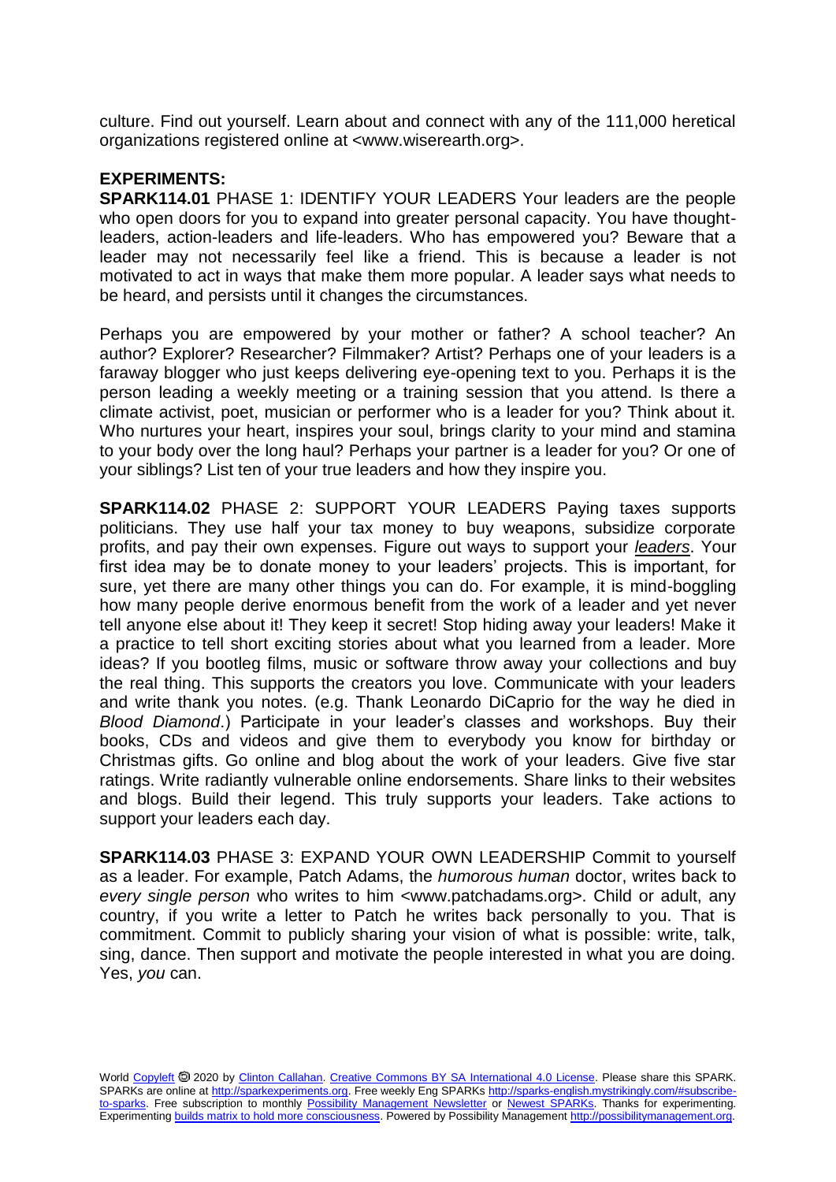culture. Find out yourself. Learn about and connect with any of the 111,000 heretical organizations registered online at <www.wiserearth.org>.

**EXPERIMENTS:**

**SPARK114.01** PHASE 1: IDENTIFY YOUR LEADERS Your leaders are the people who open doors for you to expand into greater personal capacity. You have thought-leaders, action-leaders and life-leaders. Who has empowered you? Beware that a leader may not necessarily feel like a friend. This is because a leader is not motivated to act in ways that make them more popular. A leader says what needs to be heard, and persists until it changes the circumstances.

Perhaps you are empowered by your mother or father? A school teacher? An author? Explorer? Researcher? Filmmaker? Artist? Perhaps one of your leaders is a faraway blogger who just keeps delivering eye-opening text to you. Perhaps it is the person leading a weekly meeting or a training session that you attend. Is there a climate activist, poet, musician or performer who is a leader for you? Think about it. Who nurtures your heart, inspires your soul, brings clarity to your mind and stamina to your body over the long haul? Perhaps your partner is a leader for you? Or one of your siblings? List ten of your true leaders and how they inspire you.

**SPARK114.02** PHASE 2: SUPPORT YOUR LEADERS Paying taxes supports politicians. They use half your tax money to buy weapons, subsidize corporate profits, and pay their own expenses. Figure out ways to support your *leaders*. Your first idea may be to donate money to your leaders' projects. This is important, for sure, yet there are many other things you can do. For example, it is mind-boggling how many people derive enormous benefit from the work of a leader and yet never tell anyone else about it! They keep it secret! Stop hiding away your leaders! Make it a practice to tell short exciting stories about what you learned from a leader. More ideas? If you bootleg films, music or software throw away your collections and buy the real thing. This supports the creators you love. Communicate with your leaders and write thank you notes. (e.g. Thank Leonardo DiCaprio for the way he died in *Blood Diamond*.) Participate in your leader's classes and workshops. Buy their books, CDs and videos and give them to everybody you know for birthday or Christmas gifts. Go online and blog about the work of your leaders. Give five star ratings. Write radiantly vulnerable online endorsements. Share links to their websites and blogs. Build their legend. This truly supports your leaders. Take actions to support your leaders each day.

**SPARK114.03** PHASE 3: EXPAND YOUR OWN LEADERSHIP Commit to yourself as a leader. For example, Patch Adams, the *humorous human* doctor, writes back to *every single person* who writes to him <www.patchadams.org>. Child or adult, any country, if you write a letter to Patch he writes back personally to you. That is commitment. Commit to publicly sharing your vision of what is possible: write, talk, sing, dance. Then support and motivate the people interested in what you are doing. Yes, *you* can.

World Copyleft 🄯 2020 by Clinton Callahan. Creative Commons BY SA International 4.0 License. Please share this SPARK. SPARKs are online at http://sparkexperiments.org. Free weekly Eng SPARKs http://sparks-english.mystrikingly.com/#subscribe-to-sparks. Free subscription to monthly Possibility Management Newsletter or Newest SPARKs. Thanks for experimenting. Experimenting builds matrix to hold more consciousness. Powered by Possibility Management http://possibilitymanagement.org.